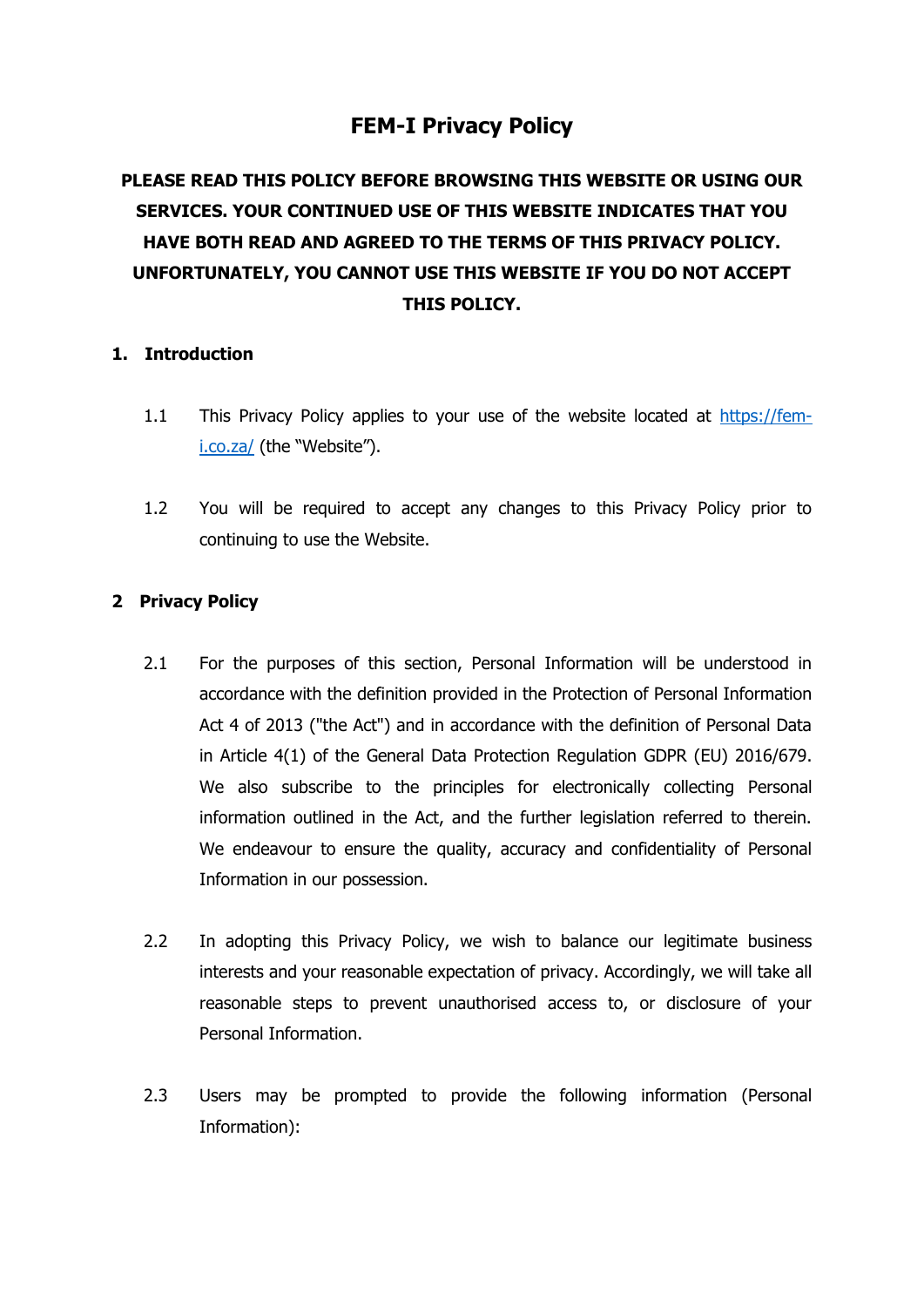# FEM-I Privacy Policy

**PLEASE READ THIS POLICY BEFORE BROWSING THIS WEBSITE OR USING OUR SERVICES. YOUR CONTINUED USE OF THIS WEBSITE INDICATES THAT YOU HAVE BOTH READ AND AGREED TO THE TERMS OF THIS PRIVACY POLICY. UNFORTUNATELY, YOU CANNOT USE THIS WEBSITE IF YOU DO NOT ACCEPT THIS POLICY.**

## 1. Introduction

1.1 This Privacy Policy applies to your use of the website located at [https://fem-i.co.za/](https://fem-i.co.za/) (the "Website").

1.2 You will be required to accept any changes to this Privacy Policy prior to continuing to use the Website.

## 2 Privacy Policy

2.1 For the purposes of this section, Personal Information will be understood in accordance with the definition provided in the Protection of Personal Information Act 4 of 2013 ("the Act") and in accordance with the definition of Personal Data in Article 4(1) of the General Data Protection Regulation GDPR (EU) 2016/679. We also subscribe to the principles for electronically collecting Personal information outlined in the Act, and the further legislation referred to therein. We endeavour to ensure the quality, accuracy and confidentiality of Personal Information in our possession.

2.2 In adopting this Privacy Policy, we wish to balance our legitimate business interests and your reasonable expectation of privacy. Accordingly, we will take all reasonable steps to prevent unauthorised access to, or disclosure of your Personal Information.

2.3 Users may be prompted to provide the following information (Personal Information):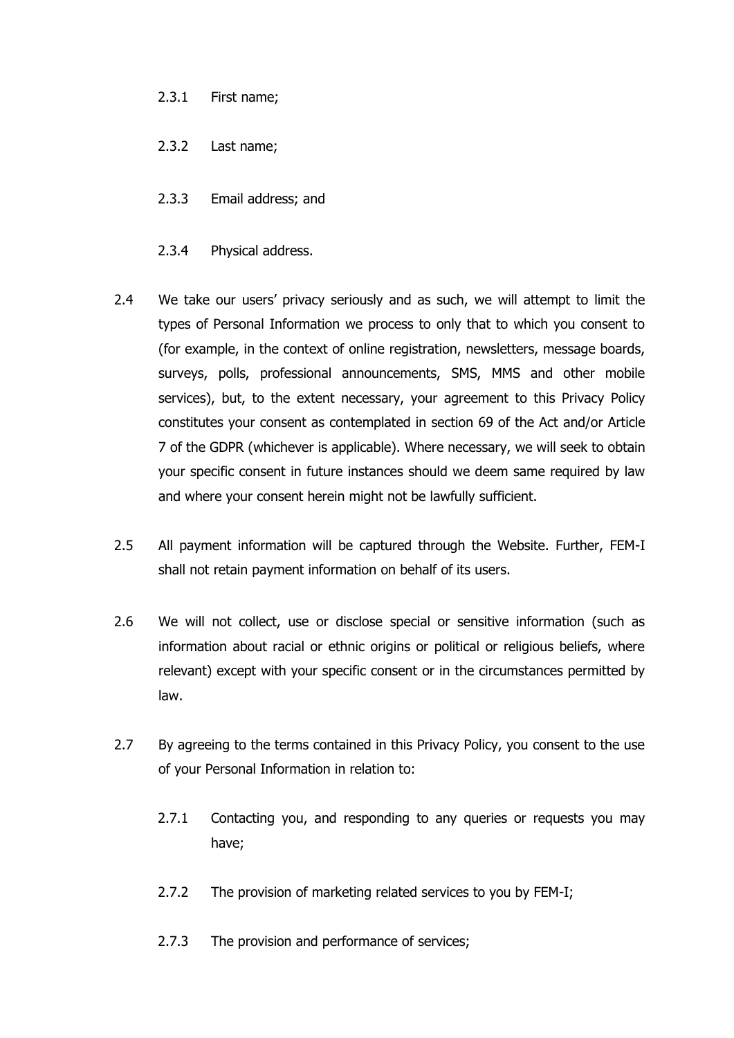2.3.1 First name;

2.3.2 Last name;

2.3.3 Email address; and

2.3.4 Physical address.

2.4 We take our users' privacy seriously and as such, we will attempt to limit the types of Personal Information we process to only that to which you consent to (for example, in the context of online registration, newsletters, message boards, surveys, polls, professional announcements, SMS, MMS and other mobile services), but, to the extent necessary, your agreement to this Privacy Policy constitutes your consent as contemplated in section 69 of the Act and/or Article 7 of the GDPR (whichever is applicable). Where necessary, we will seek to obtain your specific consent in future instances should we deem same required by law and where your consent herein might not be lawfully sufficient.

2.5 All payment information will be captured through the Website. Further, FEM-I shall not retain payment information on behalf of its users.

2.6 We will not collect, use or disclose special or sensitive information (such as information about racial or ethnic origins or political or religious beliefs, where relevant) except with your specific consent or in the circumstances permitted by law.

2.7 By agreeing to the terms contained in this Privacy Policy, you consent to the use of your Personal Information in relation to:

2.7.1 Contacting you, and responding to any queries or requests you may have;

2.7.2 The provision of marketing related services to you by FEM-I;

2.7.3 The provision and performance of services;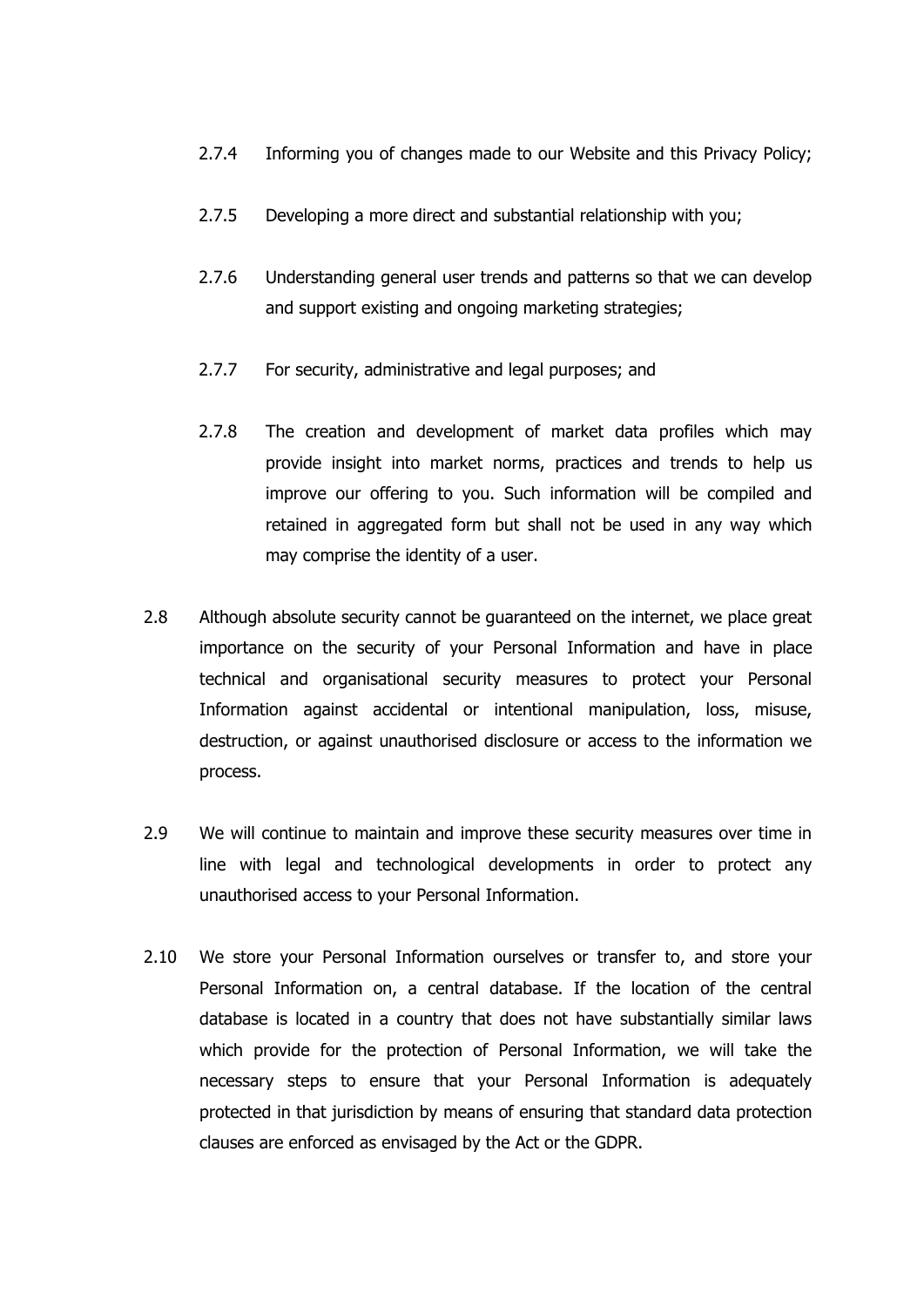2.7.4 Informing you of changes made to our Website and this Privacy Policy;

2.7.5 Developing a more direct and substantial relationship with you;

2.7.6 Understanding general user trends and patterns so that we can develop and support existing and ongoing marketing strategies;

2.7.7 For security, administrative and legal purposes; and

2.7.8 The creation and development of market data profiles which may provide insight into market norms, practices and trends to help us improve our offering to you. Such information will be compiled and retained in aggregated form but shall not be used in any way which may comprise the identity of a user.

2.8 Although absolute security cannot be guaranteed on the internet, we place great importance on the security of your Personal Information and have in place technical and organisational security measures to protect your Personal Information against accidental or intentional manipulation, loss, misuse, destruction, or against unauthorised disclosure or access to the information we process.

2.9 We will continue to maintain and improve these security measures over time in line with legal and technological developments in order to protect any unauthorised access to your Personal Information.

2.10 We store your Personal Information ourselves or transfer to, and store your Personal Information on, a central database. If the location of the central database is located in a country that does not have substantially similar laws which provide for the protection of Personal Information, we will take the necessary steps to ensure that your Personal Information is adequately protected in that jurisdiction by means of ensuring that standard data protection clauses are enforced as envisaged by the Act or the GDPR.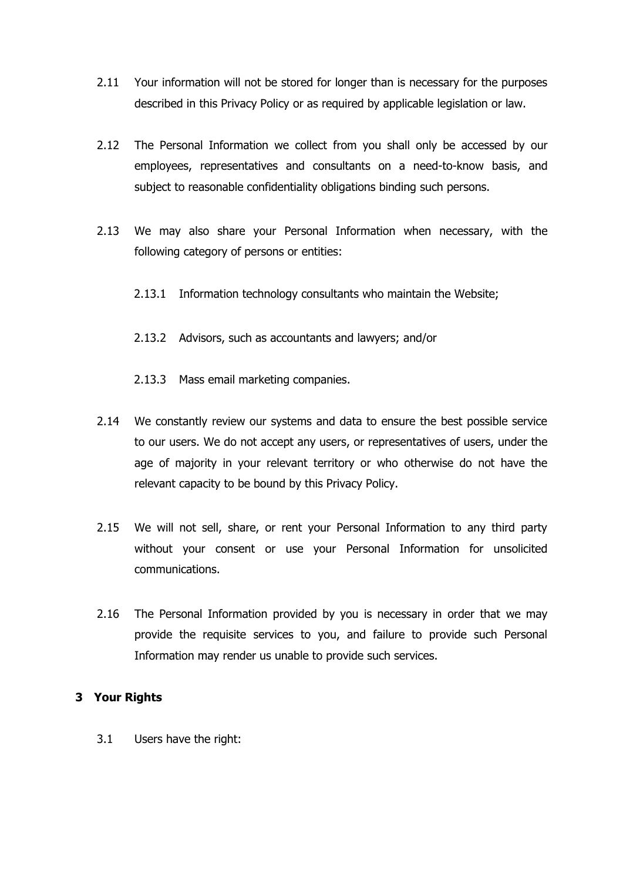2.11 Your information will not be stored for longer than is necessary for the purposes described in this Privacy Policy or as required by applicable legislation or law.

2.12 The Personal Information we collect from you shall only be accessed by our employees, representatives and consultants on a need-to-know basis, and subject to reasonable confidentiality obligations binding such persons.

2.13 We may also share your Personal Information when necessary, with the following category of persons or entities:

2.13.1 Information technology consultants who maintain the Website;

2.13.2 Advisors, such as accountants and lawyers; and/or

2.13.3 Mass email marketing companies.

2.14 We constantly review our systems and data to ensure the best possible service to our users. We do not accept any users, or representatives of users, under the age of majority in your relevant territory or who otherwise do not have the relevant capacity to be bound by this Privacy Policy.

2.15 We will not sell, share, or rent your Personal Information to any third party without your consent or use your Personal Information for unsolicited communications.

2.16 The Personal Information provided by you is necessary in order that we may provide the requisite services to you, and failure to provide such Personal Information may render us unable to provide such services.

## 3 Your Rights

3.1 Users have the right: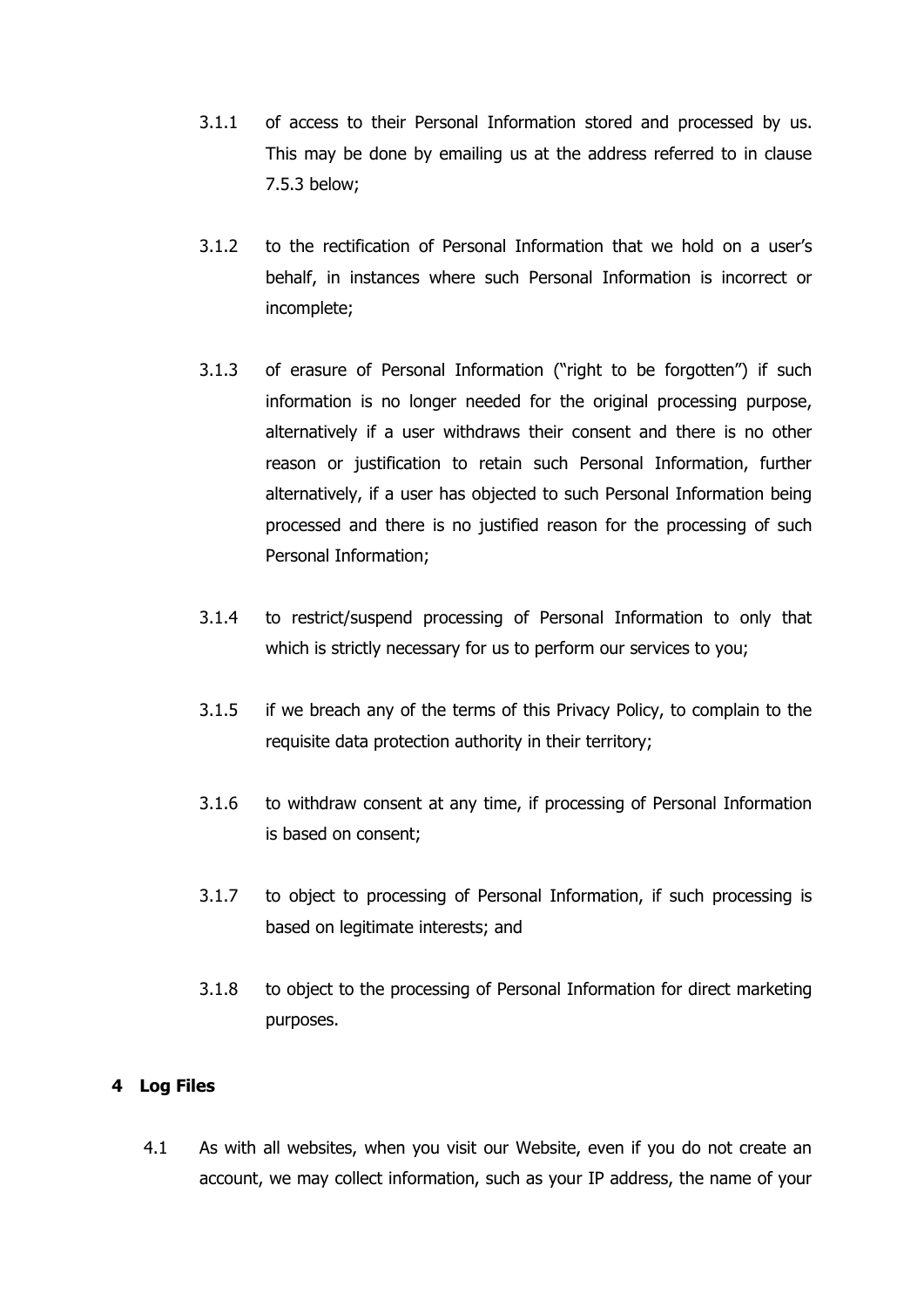3.1.1 of access to their Personal Information stored and processed by us. This may be done by emailing us at the address referred to in clause 7.5.3 below;

3.1.2 to the rectification of Personal Information that we hold on a user's behalf, in instances where such Personal Information is incorrect or incomplete;

3.1.3 of erasure of Personal Information ("right to be forgotten") if such information is no longer needed for the original processing purpose, alternatively if a user withdraws their consent and there is no other reason or justification to retain such Personal Information, further alternatively, if a user has objected to such Personal Information being processed and there is no justified reason for the processing of such Personal Information;

3.1.4 to restrict/suspend processing of Personal Information to only that which is strictly necessary for us to perform our services to you;

3.1.5 if we breach any of the terms of this Privacy Policy, to complain to the requisite data protection authority in their territory;

3.1.6 to withdraw consent at any time, if processing of Personal Information is based on consent;

3.1.7 to object to processing of Personal Information, if such processing is based on legitimate interests; and

3.1.8 to object to the processing of Personal Information for direct marketing purposes.

## 4 Log Files

4.1 As with all websites, when you visit our Website, even if you do not create an account, we may collect information, such as your IP address, the name of your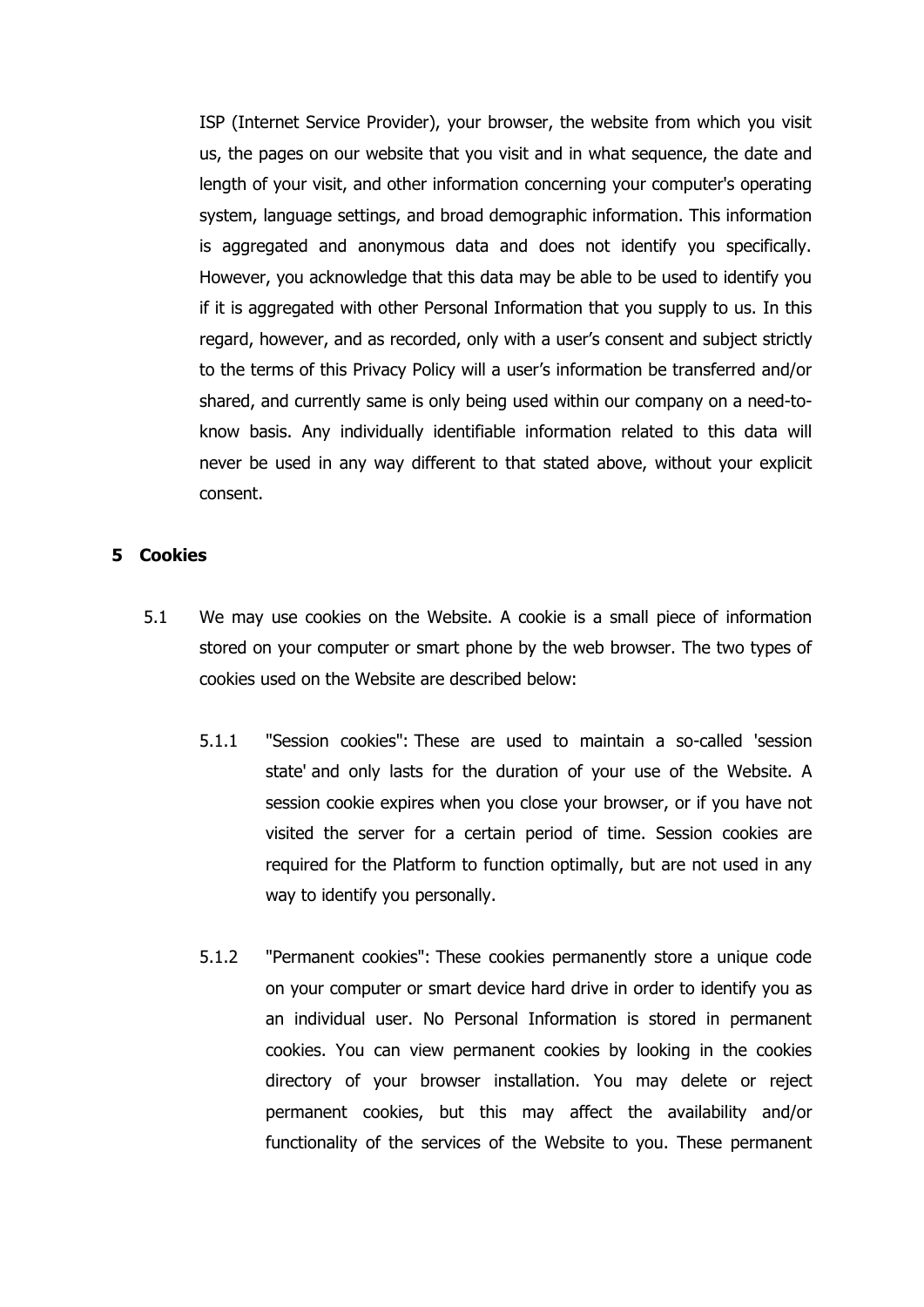ISP (Internet Service Provider), your browser, the website from which you visit us, the pages on our website that you visit and in what sequence, the date and length of your visit, and other information concerning your computer's operating system, language settings, and broad demographic information. This information is aggregated and anonymous data and does not identify you specifically. However, you acknowledge that this data may be able to be used to identify you if it is aggregated with other Personal Information that you supply to us. In this regard, however, and as recorded, only with a user's consent and subject strictly to the terms of this Privacy Policy will a user's information be transferred and/or shared, and currently same is only being used within our company on a need-to-know basis. Any individually identifiable information related to this data will never be used in any way different to that stated above, without your explicit consent.

## 5 Cookies

5.1 We may use cookies on the Website. A cookie is a small piece of information stored on your computer or smart phone by the web browser. The two types of cookies used on the Website are described below:

5.1.1 "Session cookies": These are used to maintain a so-called 'session state' and only lasts for the duration of your use of the Website. A session cookie expires when you close your browser, or if you have not visited the server for a certain period of time. Session cookies are required for the Platform to function optimally, but are not used in any way to identify you personally.

5.1.2 "Permanent cookies": These cookies permanently store a unique code on your computer or smart device hard drive in order to identify you as an individual user. No Personal Information is stored in permanent cookies. You can view permanent cookies by looking in the cookies directory of your browser installation. You may delete or reject permanent cookies, but this may affect the availability and/or functionality of the services of the Website to you. These permanent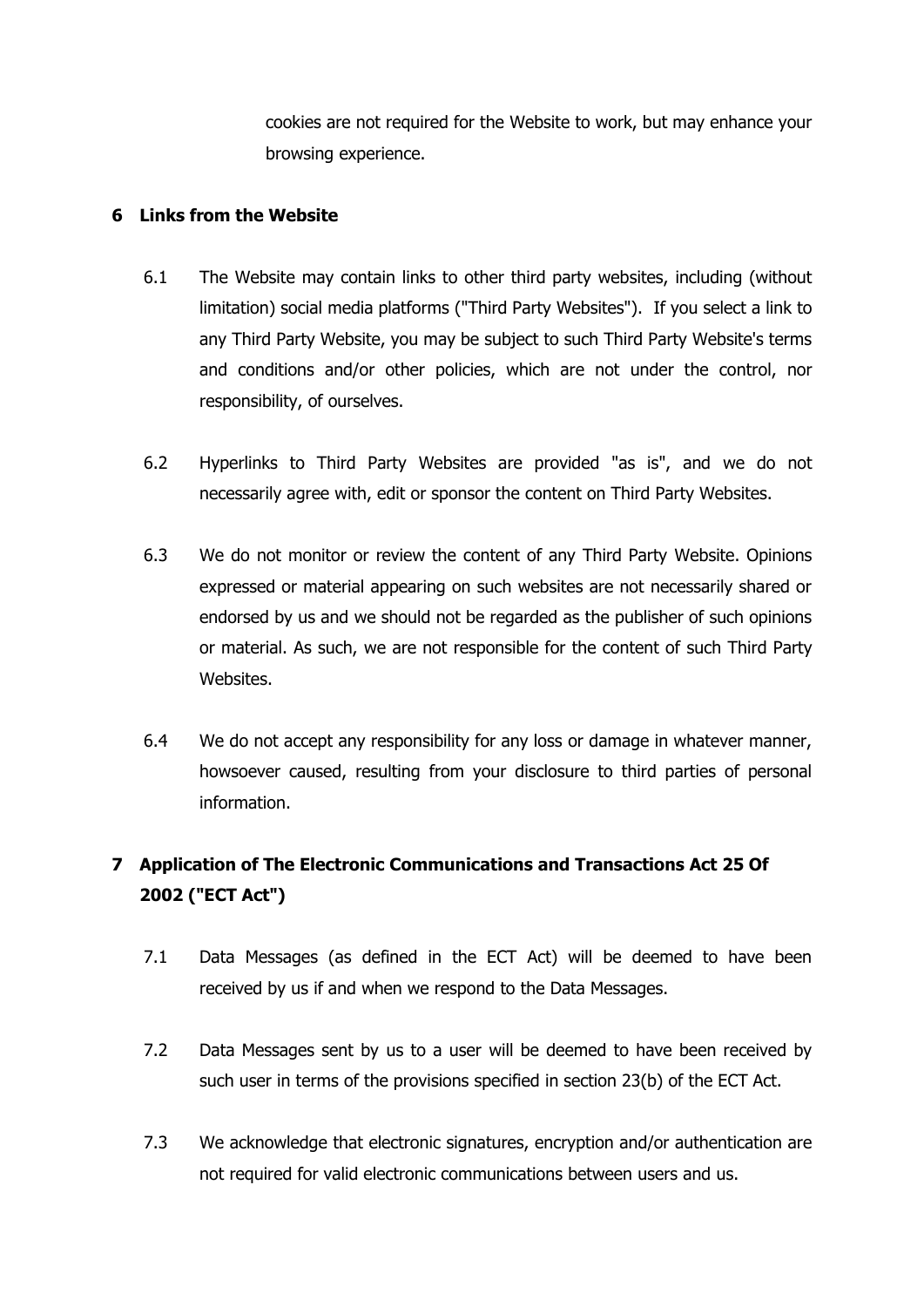cookies are not required for the Website to work, but may enhance your browsing experience.

## 6 Links from the Website

6.1 The Website may contain links to other third party websites, including (without limitation) social media platforms ("Third Party Websites"). If you select a link to any Third Party Website, you may be subject to such Third Party Website's terms and conditions and/or other policies, which are not under the control, nor responsibility, of ourselves.

6.2 Hyperlinks to Third Party Websites are provided "as is", and we do not necessarily agree with, edit or sponsor the content on Third Party Websites.

6.3 We do not monitor or review the content of any Third Party Website. Opinions expressed or material appearing on such websites are not necessarily shared or endorsed by us and we should not be regarded as the publisher of such opinions or material. As such, we are not responsible for the content of such Third Party Websites.

6.4 We do not accept any responsibility for any loss or damage in whatever manner, howsoever caused, resulting from your disclosure to third parties of personal information.

## 7 Application of The Electronic Communications and Transactions Act 25 Of 2002 ("ECT Act")

7.1 Data Messages (as defined in the ECT Act) will be deemed to have been received by us if and when we respond to the Data Messages.

7.2 Data Messages sent by us to a user will be deemed to have been received by such user in terms of the provisions specified in section 23(b) of the ECT Act.

7.3 We acknowledge that electronic signatures, encryption and/or authentication are not required for valid electronic communications between users and us.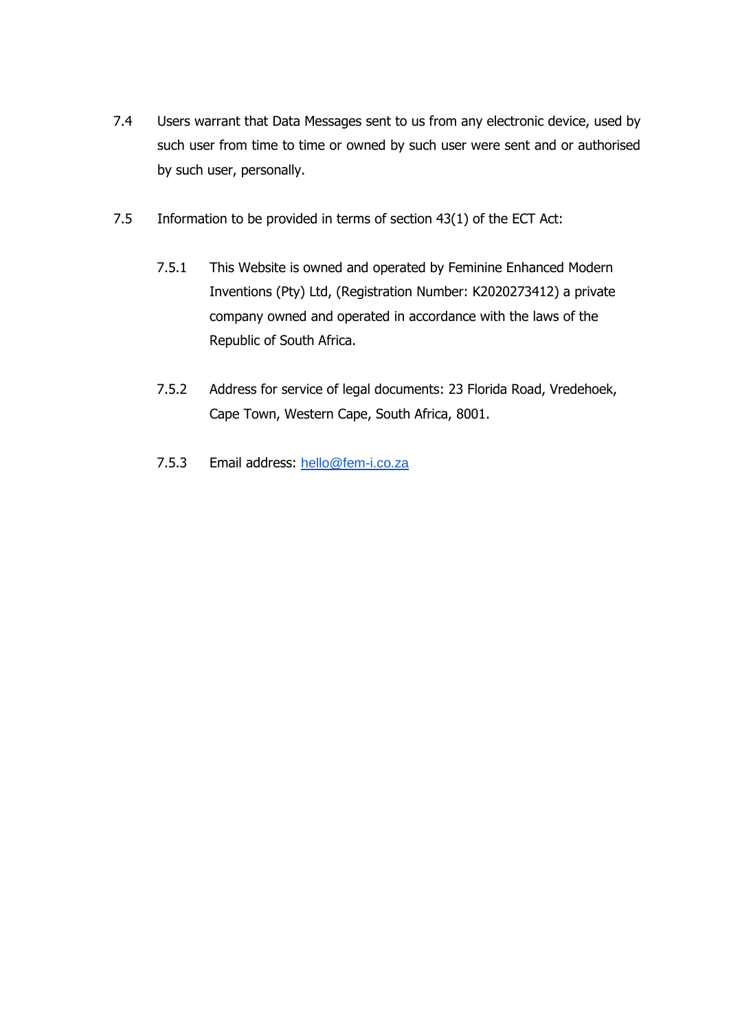7.4 Users warrant that Data Messages sent to us from any electronic device, used by such user from time to time or owned by such user were sent and or authorised by such user, personally.

7.5 Information to be provided in terms of section 43(1) of the ECT Act:

7.5.1 This Website is owned and operated by Feminine Enhanced Modern Inventions (Pty) Ltd, (Registration Number: K2020273412) a private company owned and operated in accordance with the laws of the Republic of South Africa.

7.5.2 Address for service of legal documents: 23 Florida Road, Vredehoek, Cape Town, Western Cape, South Africa, 8001.

7.5.3 Email address: hello@fem-i.co.za